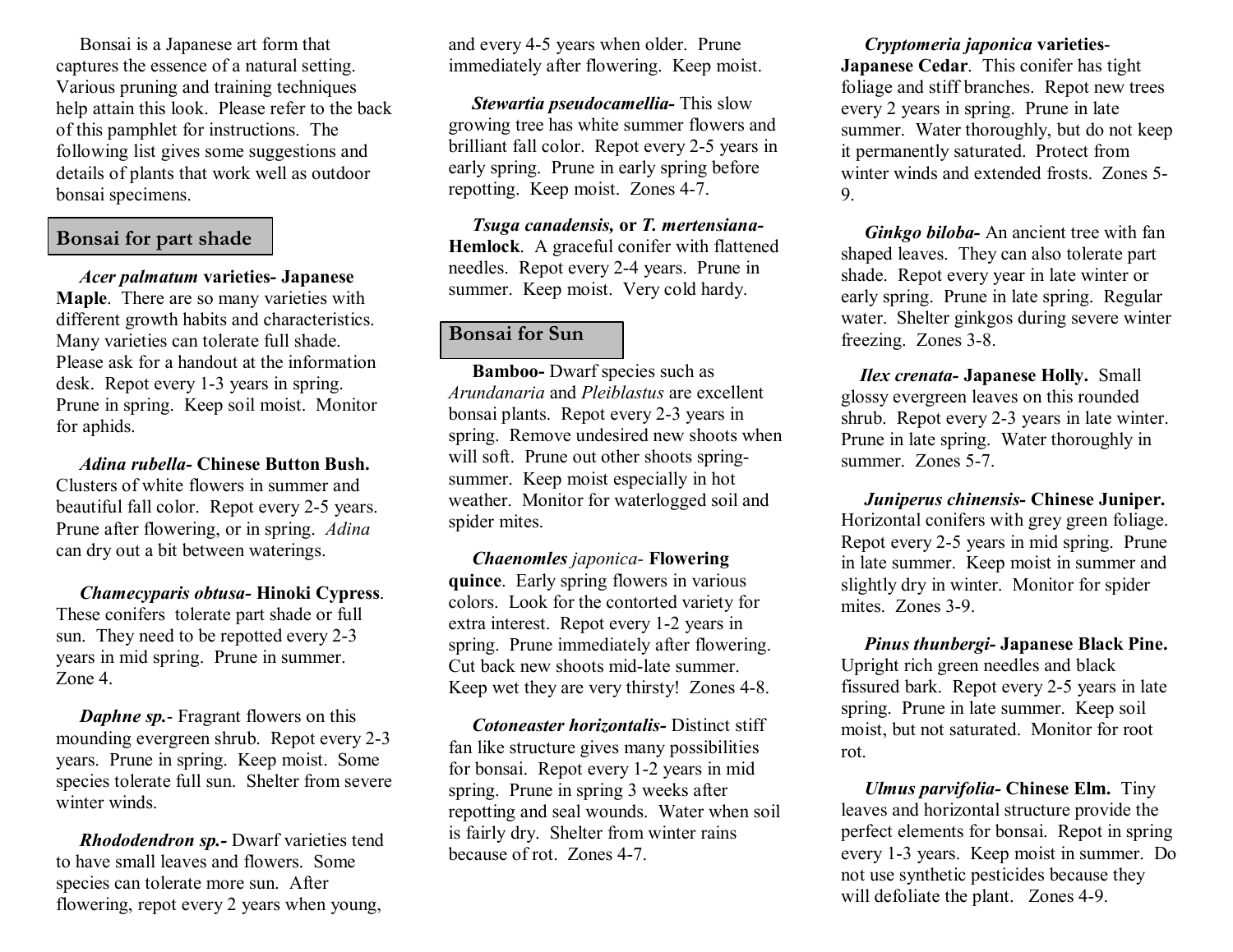Bonsai is a Japanese art form that captures the essence of a natural setting. Various pruning and training techniques help attain this look. Please refer to the back of this pamphlet for instructions. The following list gives some suggestions and details of plants that work well as outdoor bonsai specimens.

## Bonsai for part shade

***Acer palmatum* varieties- Japanese Maple**. There are so many varieties with different growth habits and characteristics. Many varieties can tolerate full shade. Please ask for a handout at the information desk. Repot every 1-3 years in spring. Prune in spring. Keep soil moist. Monitor for aphids.

***Adina rubella*- Chinese Button Bush.** Clusters of white flowers in summer and beautiful fall color. Repot every 2-5 years. Prune after flowering, or in spring. *Adina* can dry out a bit between waterings.

***Chamecyparis obtusa*- Hinoki Cypress**. These conifers tolerate part shade or full sun. They need to be repotted every 2-3 years in mid spring. Prune in summer. Zone 4.

***Daphne sp.***- Fragrant flowers on this mounding evergreen shrub. Repot every 2-3 years. Prune in spring. Keep moist. Some species tolerate full sun. Shelter from severe winter winds.

***Rhododendron sp.*-** Dwarf varieties tend to have small leaves and flowers. Some species can tolerate more sun. After flowering, repot every 2 years when young, and every 4-5 years when older. Prune immediately after flowering. Keep moist.

***Stewartia pseudocamellia*-** This slow growing tree has white summer flowers and brilliant fall color. Repot every 2-5 years in early spring. Prune in early spring before repotting. Keep moist. Zones 4-7.

***Tsuga canadensis,* or *T. mertensiana*- Hemlock**. A graceful conifer with flattened needles. Repot every 2-4 years. Prune in summer. Keep moist. Very cold hardy.

## Bonsai for Sun

**Bamboo-** Dwarf species such as *Arundanaria* and *Pleiblastus* are excellent bonsai plants. Repot every 2-3 years in spring. Remove undesired new shoots when will soft. Prune out other shoots spring-summer. Keep moist especially in hot weather. Monitor for waterlogged soil and spider mites.

***Chaenomles** japonica*- **Flowering quince**. Early spring flowers in various colors. Look for the contorted variety for extra interest. Repot every 1-2 years in spring. Prune immediately after flowering. Cut back new shoots mid-late summer. Keep wet they are very thirsty! Zones 4-8.

***Cotoneaster horizontalis*-** Distinct stiff fan like structure gives many possibilities for bonsai. Repot every 1-2 years in mid spring. Prune in spring 3 weeks after repotting and seal wounds. Water when soil is fairly dry. Shelter from winter rains because of rot. Zones 4-7.

***Cryptomeria japonica* varieties- Japanese Cedar**. This conifer has tight foliage and stiff branches. Repot new trees every 2 years in spring. Prune in late summer. Water thoroughly, but do not keep it permanently saturated. Protect from winter winds and extended frosts. Zones 5-9.

***Ginkgo biloba*-** An ancient tree with fan shaped leaves. They can also tolerate part shade. Repot every year in late winter or early spring. Prune in late spring. Regular water. Shelter ginkgos during severe winter freezing. Zones 3-8.

***Ilex crenata*- Japanese Holly.** Small glossy evergreen leaves on this rounded shrub. Repot every 2-3 years in late winter. Prune in late spring. Water thoroughly in summer. Zones 5-7.

***Juniperus chinensis*- Chinese Juniper.** Horizontal conifers with grey green foliage. Repot every 2-5 years in mid spring. Prune in late summer. Keep moist in summer and slightly dry in winter. Monitor for spider mites. Zones 3-9.

***Pinus thunbergi*- Japanese Black Pine.** Upright rich green needles and black fissured bark. Repot every 2-5 years in late spring. Prune in late summer. Keep soil moist, but not saturated. Monitor for root rot.

***Ulmus parvifolia*- Chinese Elm.** Tiny leaves and horizontal structure provide the perfect elements for bonsai. Repot in spring every 1-3 years. Keep moist in summer. Do not use synthetic pesticides because they will defoliate the plant. Zones 4-9.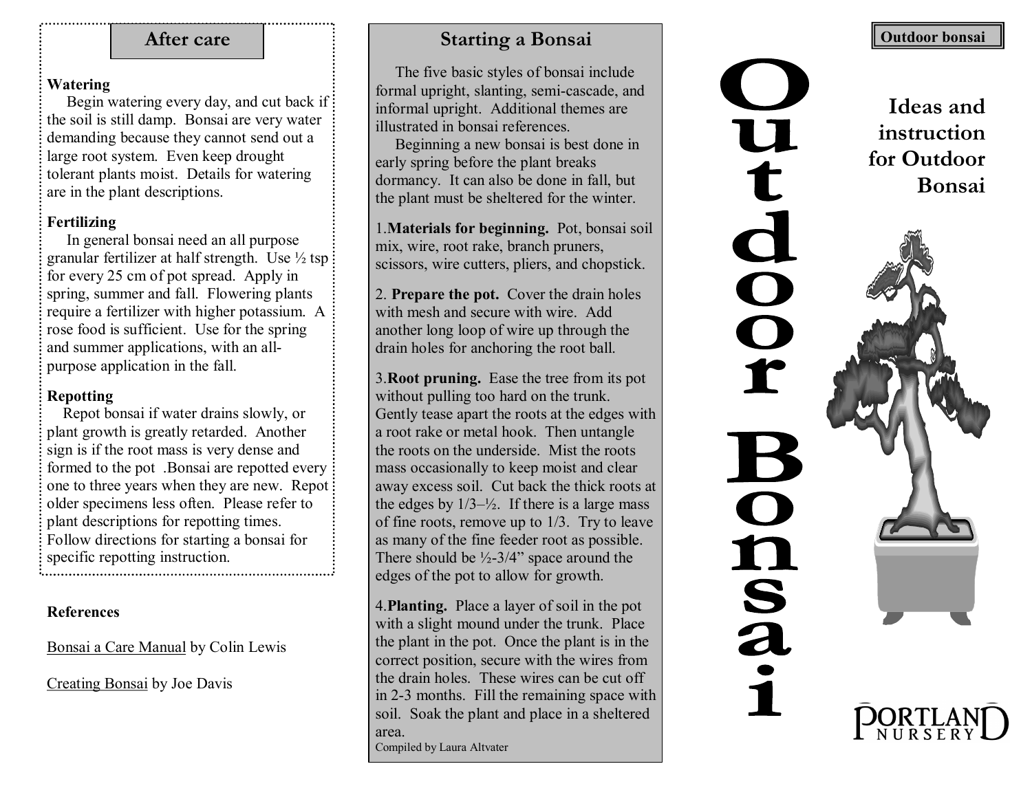## After care

### Watering

Begin watering every day, and cut back if the soil is still damp. Bonsai are very water demanding because they cannot send out a large root system. Even keep drought tolerant plants moist. Details for watering are in the plant descriptions.

### Fertilizing

In general bonsai need an all purpose granular fertilizer at half strength. Use ½ tsp for every 25 cm of pot spread. Apply in spring, summer and fall. Flowering plants require a fertilizer with higher potassium. A rose food is sufficient. Use for the spring and summer applications, with an all-purpose application in the fall.

### Repotting

Repot bonsai if water drains slowly, or plant growth is greatly retarded. Another sign is if the root mass is very dense and formed to the pot .Bonsai are repotted every one to three years when they are new. Repot older specimens less often. Please refer to plant descriptions for repotting times. Follow directions for starting a bonsai for specific repotting instruction.

### References

Bonsai a Care Manual by Colin Lewis

Creating Bonsai by Joe Davis

## Starting a Bonsai

The five basic styles of bonsai include formal upright, slanting, semi-cascade, and informal upright. Additional themes are illustrated in bonsai references.

Beginning a new bonsai is best done in early spring before the plant breaks dormancy. It can also be done in fall, but the plant must be sheltered for the winter.

1.**Materials for beginning.** Pot, bonsai soil mix, wire, root rake, branch pruners, scissors, wire cutters, pliers, and chopstick.

2. **Prepare the pot.** Cover the drain holes with mesh and secure with wire. Add another long loop of wire up through the drain holes for anchoring the root ball.

3.**Root pruning.** Ease the tree from its pot without pulling too hard on the trunk. Gently tease apart the roots at the edges with a root rake or metal hook. Then untangle the roots on the underside. Mist the roots mass occasionally to keep moist and clear away excess soil. Cut back the thick roots at the edges by 1/3–½. If there is a large mass of fine roots, remove up to 1/3. Try to leave as many of the fine feeder root as possible. There should be ½-3/4" space around the edges of the pot to allow for growth.

4.**Planting.** Place a layer of soil in the pot with a slight mound under the trunk. Place the plant in the pot. Once the plant is in the correct position, secure with the wires from the drain holes. These wires can be cut off in 2-3 months. Fill the remaining space with soil. Soak the plant and place in a sheltered area.

Compiled by Laura Altvater

# Outdoor Bonsai

**Outdoor bonsai**

**Ideas and instruction for Outdoor Bonsai**

PORTLAND NURSERY